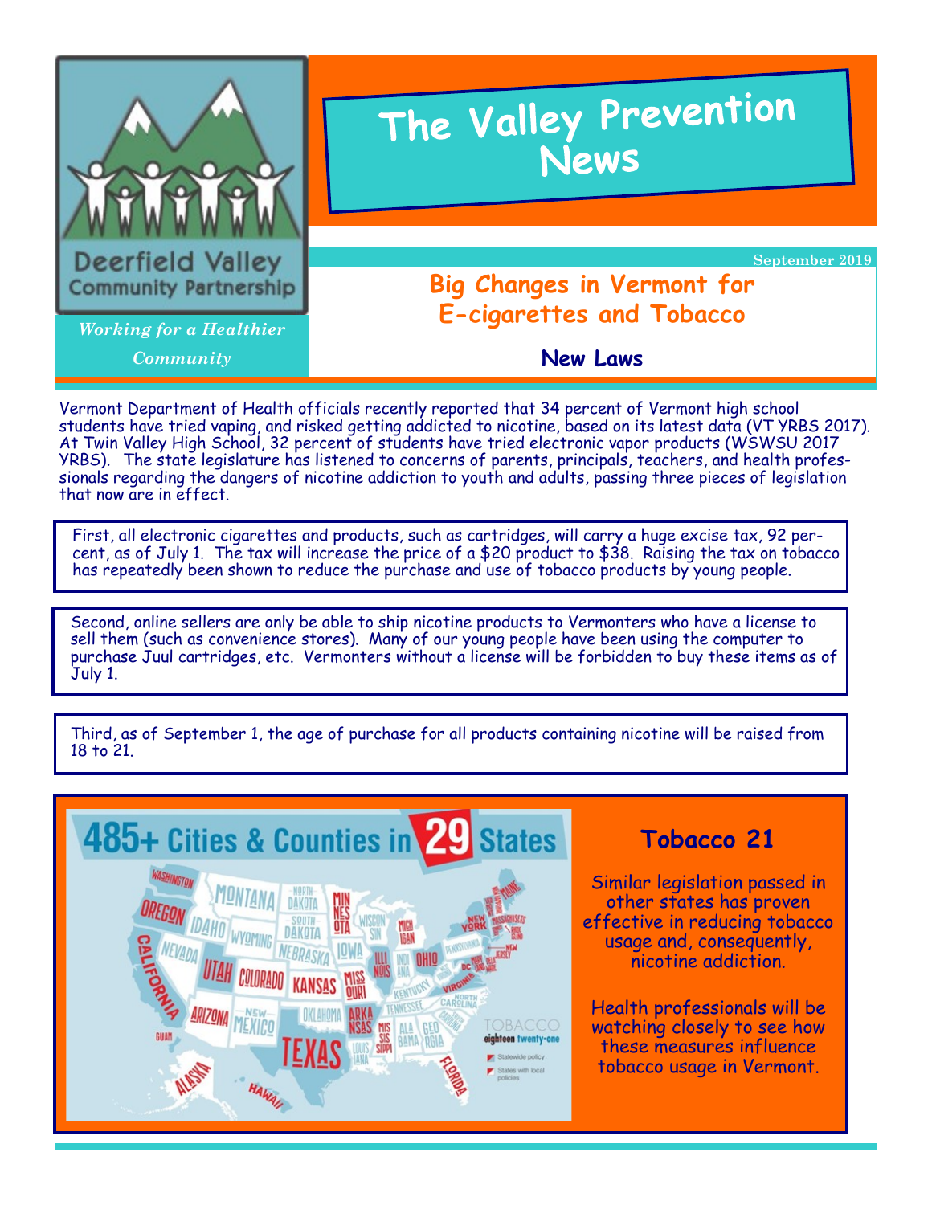Deerfield Valley Community Partnership

*Working for a Healthier Community*

# The Valley Prevention News

September 2019

## Big Changes in Vermont for E-cigarettes and Tobacco

### New Laws

Vermont Department of Health officials recently reported that 34 percent of Vermont high school students have tried vaping, and risked getting addicted to nicotine, based on its latest data (VT YRBS 2017). At Twin Valley High School, 32 percent of students have tried electronic vapor products (WSWSU 2017 YRBS). The state legislature has listened to concerns of parents, principals, teachers, and health professionals regarding the dangers of nicotine addiction to youth and adults, passing three pieces of legislation that now are in effect.

First, all electronic cigarettes and products, such as cartridges, will carry a huge excise tax, 92 percent, as of July 1. The tax will increase the price of a $20 product to $38. Raising the tax on tobacco has repeatedly been shown to reduce the purchase and use of tobacco products by young people.

Second, online sellers are only be able to ship nicotine products to Vermonters who have a license to sell them (such as convenience stores). Many of our young people have been using the computer to purchase Juul cartridges, etc. Vermonters without a license will be forbidden to buy these items as of July 1.

Third, as of September 1, the age of purchase for all products containing nicotine will be raised from 18 to 21.

485+ Cities & Counties in 29 States

### Tobacco 21

Similar legislation passed in other states has proven effective in reducing tobacco usage and, consequently, nicotine addiction.

Health professionals will be watching closely to see how these measures influence tobacco usage in Vermont.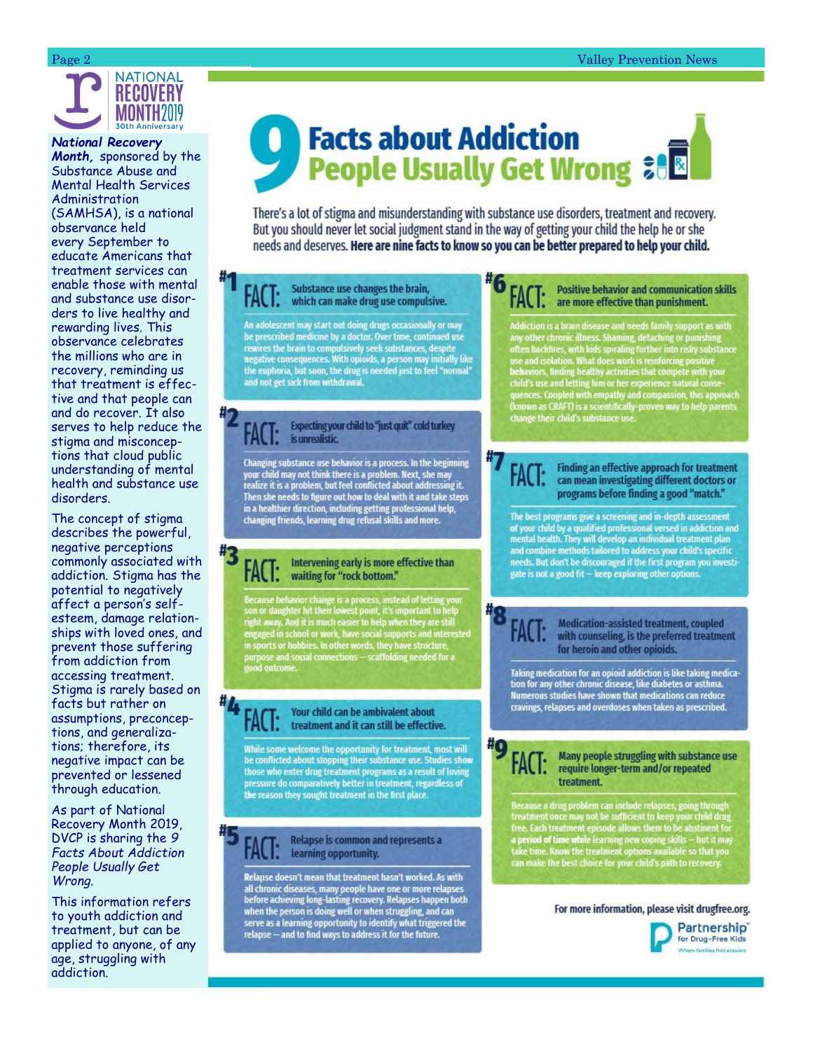NATIONAL RECOVERY MONTH 2019
30th Anniversary

***National Recovery Month,*** sponsored by the Substance Abuse and Mental Health Services Administration (SAMHSA), is a national observance held every September to educate Americans that treatment services can enable those with mental and substance use disorders to live healthy and rewarding lives. This observance celebrates the millions who are in recovery, reminding us that treatment is effective and that people can and do recover. It also serves to help reduce the stigma and misconceptions that cloud public understanding of mental health and substance use disorders.

The concept of stigma describes the powerful, negative perceptions commonly associated with addiction. Stigma has the potential to negatively affect a person's self-esteem, damage relationships with loved ones, and prevent those suffering from addiction from accessing treatment. Stigma is rarely based on facts but rather on assumptions, preconceptions, and generalizations; therefore, its negative impact can be prevented or lessened through education.

As part of National Recovery Month 2019, DVCP is sharing the *9 Facts About Addiction People Usually Get Wrong.*

This information refers to youth addiction and treatment, but can be applied to anyone, of any age, struggling with addiction.

# 9 Facts about Addiction People Usually Get Wrong

There's a lot of stigma and misunderstanding with substance use disorders, treatment and recovery. But you should never let social judgment stand in the way of getting your child the help he or she needs and deserves. **Here are nine facts to know so you can be better prepared to help your child.**

## #1 FACT: Substance use changes the brain, which can make drug use compulsive.

An adolescent may start out doing drugs occasionally or may be prescribed medicine by a doctor. Over time, continued use rewires the brain to compulsively seek substances, despite negative consequences. With opioids, a person may initially like the euphoria, but soon, the drug is needed just to feel "normal" and not get sick from withdrawal.

## #2 FACT: Expecting your child to "just quit" cold turkey is unrealistic.

Changing substance use behavior is a process. In the beginning your child may not think there is a problem. Next, she may realize it is a problem, but feel conflicted about addressing it. Then she needs to figure out how to deal with it and take steps in a healthier direction, including getting professional help, changing friends, learning drug refusal skills and more.

## #3 FACT: Intervening early is more effective than waiting for "rock bottom."

Because behavior change is a process, instead of letting your son or daughter hit their lowest point, it's important to help right away. And it is much easier to help when they are still engaged in school or work, have social supports and interested in sports or hobbies. In other words, they have structure, purpose and social connections — scaffolding needed for a good outcome.

## #4 FACT: Your child can be ambivalent about treatment and it can still be effective.

While some welcome the opportunity for treatment, most will be conflicted about stopping their substance use. Studies show those who enter drug treatment programs as a result of loving pressure do comparatively better in treatment, regardless of the reason they sought treatment in the first place.

## #5 FACT: Relapse is common and represents a learning opportunity.

Relapse doesn't mean that treatment hasn't worked. As with all chronic diseases, many people have one or more relapses before achieving long-lasting recovery. Relapses happen both when the person is doing well or when struggling, and can serve as a learning opportunity to identify what triggered the relapse — and to find ways to address it for the future.

## #6 FACT: Positive behavior and communication skills are more effective than punishment.

Addiction is a brain disease and needs family support as with any other chronic illness. Shaming, detaching or punishing often backfires, with kids spiraling further into risky substance use and isolation. What does work is reinforcing positive behaviors, finding healthy activities that compete with your child's use and letting him or her experience natural consequences. Coupled with empathy and compassion, this approach (known as CRAFT) is a scientifically-proven way to help parents change their child's substance use.

## #7 FACT: Finding an effective approach for treatment can mean investigating different doctors or programs before finding a good "match."

The best programs give a screening and in-depth assessment of your child by a qualified professional versed in addiction and mental health. They will develop an individual treatment plan and combine methods tailored to address your child's specific needs. But don't be discouraged if the first program you investigate is not a good fit — keep exploring other options.

## #8 FACT: Medication-assisted treatment, coupled with counseling, is the preferred treatment for heroin and other opioids.

Taking medication for an opioid addiction is like taking medication for any other chronic disease, like diabetes or asthma. Numerous studies have shown that medications can reduce cravings, relapses and overdoses when taken as prescribed.

## #9 FACT: Many people struggling with substance use require longer-term and/or repeated treatment.

Because a drug problem can include relapses, going through treatment once may not be sufficient to keep your child drug free. Each treatment episode allows them to be abstinent for a period of time while learning new coping skills — but it may take time. Know the treatment options available so that you can make the best choice for your child's path to recovery.

For more information, please visit drugfree.org.

Partnership for Drug-Free Kids
Where families find answers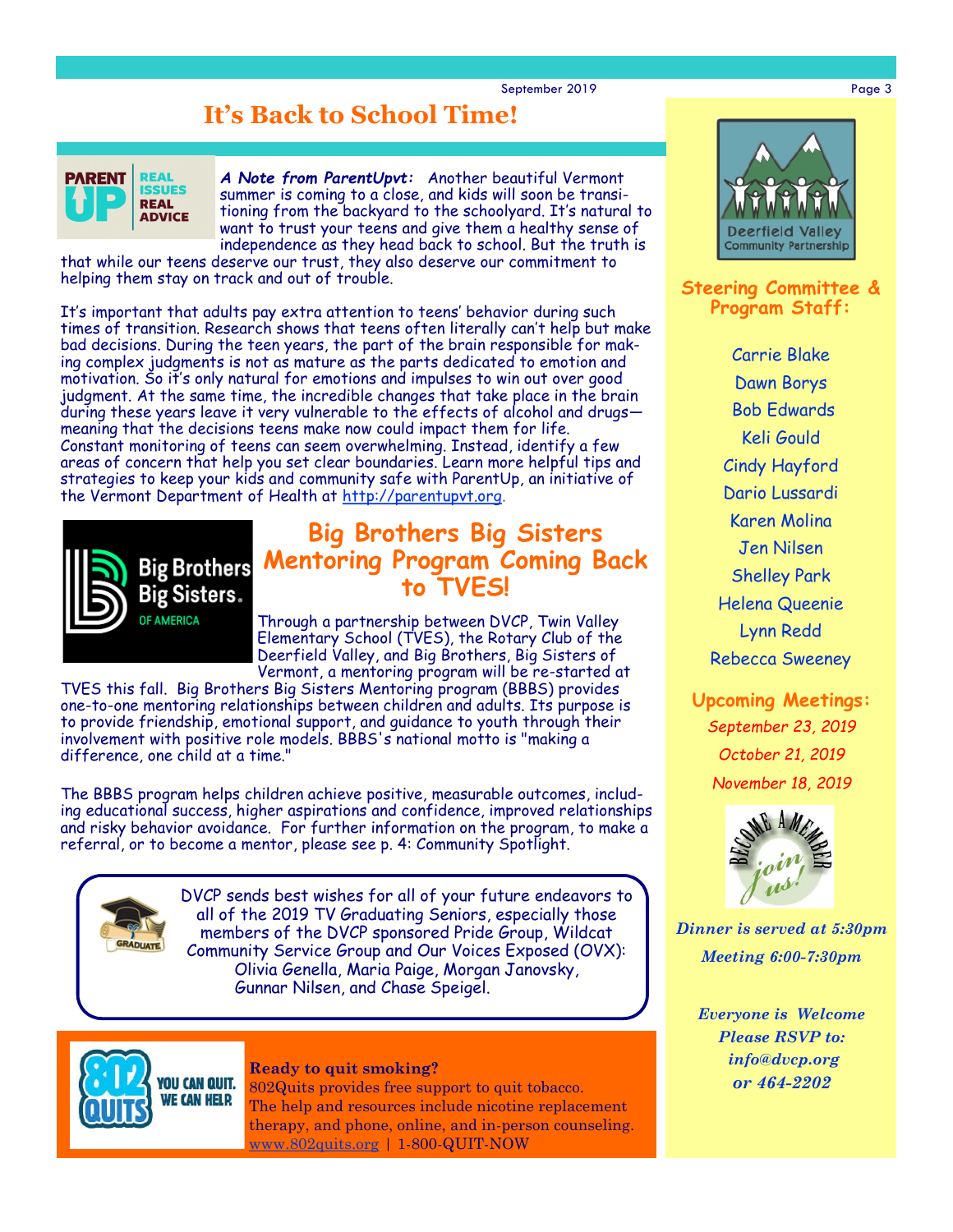# It's Back to School Time!

***A Note from ParentUpvt:*** Another beautiful Vermont summer is coming to a close, and kids will soon be transitioning from the backyard to the schoolyard. It's natural to want to trust your teens and give them a healthy sense of independence as they head back to school. But the truth is that while our teens deserve our trust, they also deserve our commitment to helping them stay on track and out of trouble.

It's important that adults pay extra attention to teens' behavior during such times of transition. Research shows that teens often literally can't help but make bad decisions. During the teen years, the part of the brain responsible for making complex judgments is not as mature as the parts dedicated to emotion and motivation. So it's only natural for emotions and impulses to win out over good judgment. At the same time, the incredible changes that take place in the brain during these years leave it very vulnerable to the effects of alcohol and drugs—meaning that the decisions teens make now could impact them for life. Constant monitoring of teens can seem overwhelming. Instead, identify a few areas of concern that help you set clear boundaries. Learn more helpful tips and strategies to keep your kids and community safe with ParentUp, an initiative of the Vermont Department of Health at http://parentupvt.org.

## Big Brothers Big Sisters Mentoring Program Coming Back to TVES!

Through a partnership between DVCP, Twin Valley Elementary School (TVES), the Rotary Club of the Deerfield Valley, and Big Brothers, Big Sisters of Vermont, a mentoring program will be re-started at TVES this fall. Big Brothers Big Sisters Mentoring program (BBBS) provides one-to-one mentoring relationships between children and adults. Its purpose is to provide friendship, emotional support, and guidance to youth through their involvement with positive role models. BBBS's national motto is "making a difference, one child at a time."

The BBBS program helps children achieve positive, measurable outcomes, including educational success, higher aspirations and confidence, improved relationships and risky behavior avoidance. For further information on the program, to make a referral, or to become a mentor, please see p. 4: Community Spotlight.

DVCP sends best wishes for all of your future endeavors to all of the 2019 TV Graduating Seniors, especially those members of the DVCP sponsored Pride Group, Wildcat Community Service Group and Our Voices Exposed (OVX): Olivia Genella, Maria Paige, Morgan Janovsky, Gunnar Nilsen, and Chase Speigel.

**Ready to quit smoking?**
802Quits provides free support to quit tobacco. The help and resources include nicotine replacement therapy, and phone, online, and in-person counseling.
www.802quits.org | 1-800-QUIT-NOW

### Steering Committee & Program Staff:

Carrie Blake
Dawn Borys
Bob Edwards
Keli Gould
Cindy Hayford
Dario Lussardi
Karen Molina
Jen Nilsen
Shelley Park
Helena Queenie
Lynn Redd
Rebecca Sweeney

### Upcoming Meetings:

*September 23, 2019*
*October 21, 2019*
*November 18, 2019*

***Dinner is served at 5:30pm***
***Meeting 6:00-7:30pm***

***Everyone is Welcome***
***Please RSVP to:***
***info@dvcp.org***
***or 464-2202***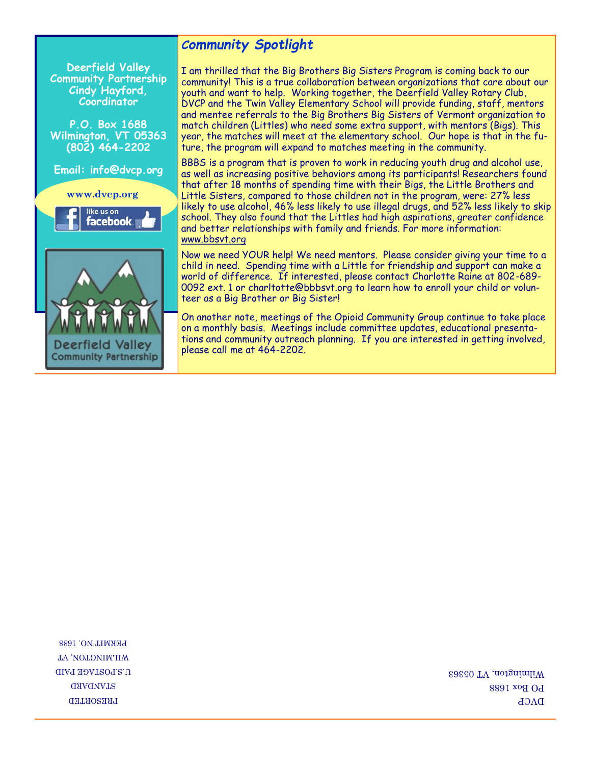**Deerfield Valley Community Partnership**
**Cindy Hayford, Coordinator**

**P.O. Box 1688**
**Wilmington, VT 05363**
**(802) 464-2202**

**Email: info@dvcp.org**

**www.dvcp.org**

like us on facebook

Deerfield Valley Community Partnership

## *Community Spotlight*

I am thrilled that the Big Brothers Big Sisters Program is coming back to our community! This is a true collaboration between organizations that care about our youth and want to help. Working together, the Deerfield Valley Rotary Club, DVCP and the Twin Valley Elementary School will provide funding, staff, mentors and mentee referrals to the Big Brothers Big Sisters of Vermont organization to match children (Littles) who need some extra support, with mentors (Bigs). This year, the matches will meet at the elementary school. Our hope is that in the future, the program will expand to matches meeting in the community.

BBBS is a program that is proven to work in reducing youth drug and alcohol use, as well as increasing positive behaviors among its participants! Researchers found that after 18 months of spending time with their Bigs, the Little Brothers and Little Sisters, compared to those children not in the program, were: 27% less likely to use alcohol, 46% less likely to use illegal drugs, and 52% less likely to skip school. They also found that the Littles had high aspirations, greater confidence and better relationships with family and friends. For more information: www.bbsvt.org

Now we need YOUR help! We need mentors. Please consider giving your time to a child in need. Spending time with a Little for friendship and support can make a world of difference. If interested, please contact Charlotte Raine at 802-689-0092 ext. 1 or charltotte@bbbsvt.org to learn how to enroll your child or volunteer as a Big Brother or Big Sister!

On another note, meetings of the Opioid Community Group continue to take place on a monthly basis. Meetings include committee updates, educational presentations and community outreach planning. If you are interested in getting involved, please call me at 464-2202.

DVCP
PO Box 1688
Wilmington, VT 05363

PRESORTED
STANDARD
U.S.POSTAGE PAID
WILMINGTON, VT
PERMIT NO. 1688